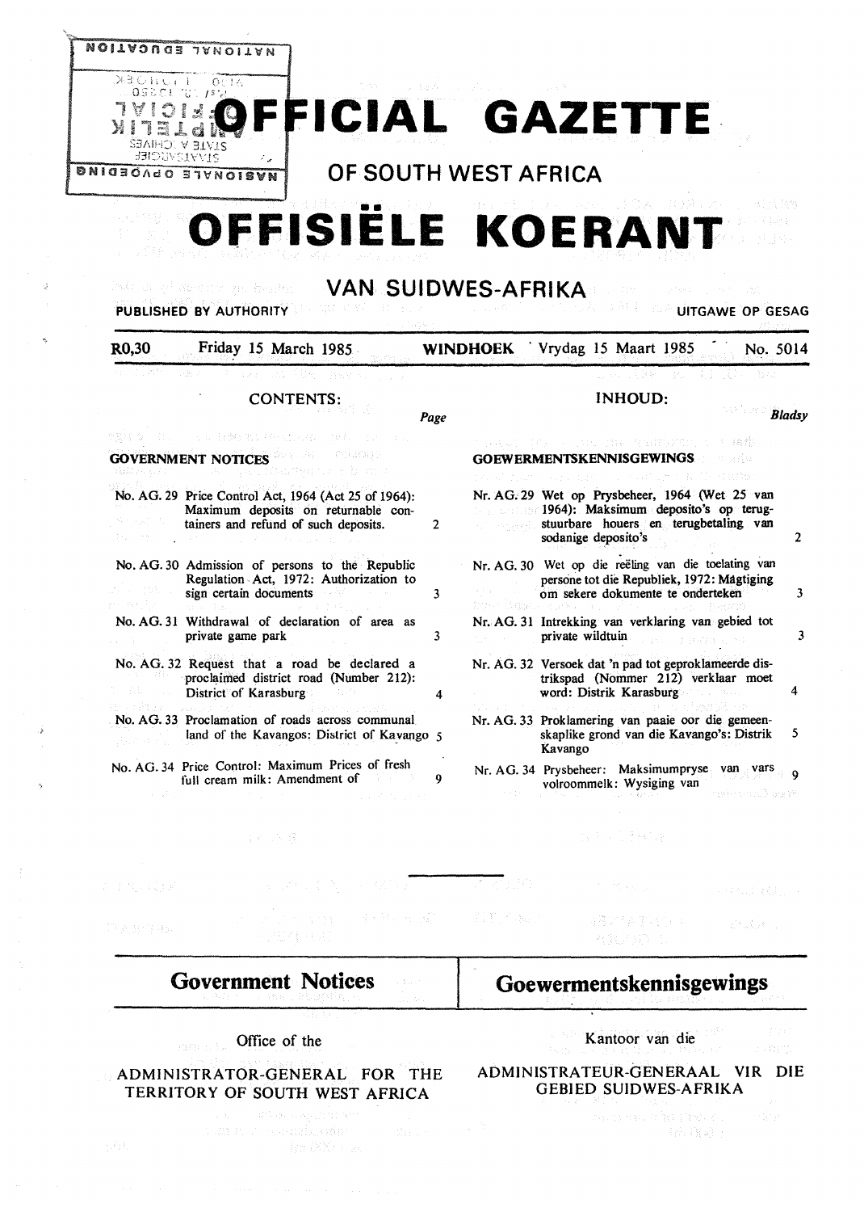# OFFICIAL GAZETTE

## OF SOUTH WEST AFRICA

# OFFISIËLE KOERANT

## VAN SUIDWES-AFRIKA

PUBLISHED BY AUTHORITY — UITGAWE OP GESAG

R0,30 — Friday 15 March 1985 — WINDHOEK — Vrydag 15 Maart 1985 — No. 5014

### CONTENTS:

| | | Page |
|---|---|---|
| **GOVERNMENT NOTICES** | | |
| No. AG. 29 | Price Control Act, 1964 (Act 25 of 1964): Maximum deposits on returnable containers and refund of such deposits. | 2 |
| No. AG. 30 | Admission of persons to the Republic Regulation Act, 1972: Authorization to sign certain documents | 3 |
| No. AG. 31 | Withdrawal of declaration of area as private game park | 3 |
| No. AG. 32 | Request that a road be declared a proclaimed district road (Number 212): District of Karasburg | 4 |
| No. AG. 33 | Proclamation of roads across communal land of the Kavangos: District of Kavango | 5 |
| No. AG. 34 | Price Control: Maximum Prices of fresh full cream milk: Amendment of | 9 |

### INHOUD:

| | | Bladsy |
|---|---|---|
| **GOEWERMENTSKENNISGEWINGS** | | |
| Nr. AG. 29 | Wet op Prysbeheer, 1964 (Wet 25 van 1964): Maksimum deposito's op terugstuurbare houers en terugbetaling van sodanige deposito's | 2 |
| Nr. AG. 30 | Wet op die reëling van die toelating van persone tot die Republiek, 1972: Magtiging om sekere dokumente te onderteken | 3 |
| Nr. AG. 31 | Intrekking van verklaring van gebied tot private wildtuin | 3 |
| Nr. AG. 32 | Versoek dat 'n pad tot geproklameerde distrikspad (Nommer 212) verklaar moet word: Distrik Karasburg | 4 |
| Nr. AG. 33 | Proklamering van paaie oor die gemeenskaplike grond van die Kavango's: Distrik Kavango | 5 |
| Nr. AG. 34 | Prysbeheer: Maksimumpryse van vars volroommelk: Wysiging van | 9 |

---

## Government Notices

Office of the

ADMINISTRATOR-GENERAL FOR THE TERRITORY OF SOUTH WEST AFRICA

## Goewermentskennisgewings

Kantoor van die

ADMINISTRATEUR-GENERAAL VIR DIE GEBIED SUIDWES-AFRIKA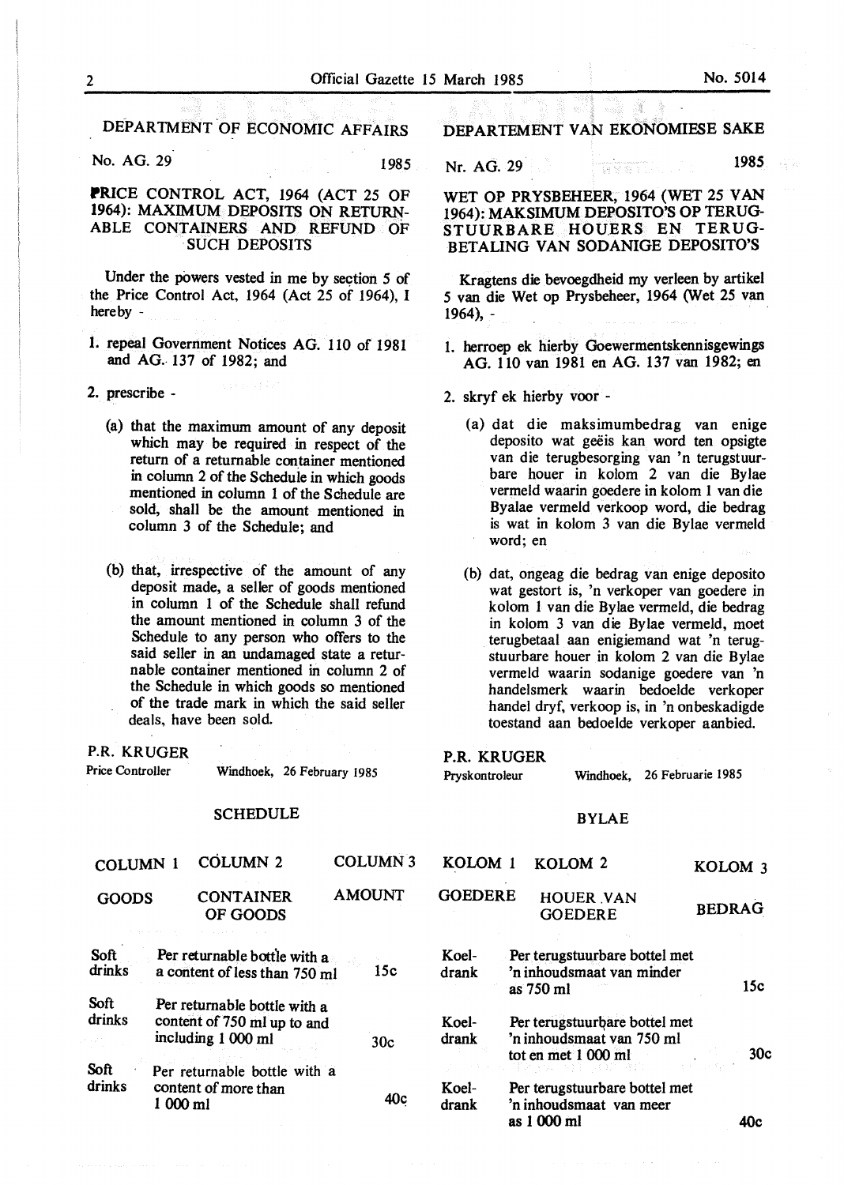## DEPARTMENT OF ECONOMIC AFFAIRS

No. AG. 29 1985

**PRICE CONTROL ACT, 1964 (ACT 25 OF 1964): MAXIMUM DEPOSITS ON RETURNABLE CONTAINERS AND REFUND OF SUCH DEPOSITS**

Under the powers vested in me by section 5 of the Price Control Act, 1964 (Act 25 of 1964), I hereby -

1. repeal Government Notices AG. 110 of 1981 and AG. 137 of 1982; and

2. prescribe -

   (a) that the maximum amount of any deposit which may be required in respect of the return of a returnable container mentioned in column 2 of the Schedule in which goods mentioned in column 1 of the Schedule are sold, shall be the amount mentioned in column 3 of the Schedule; and

   (b) that, irrespective of the amount of any deposit made, a seller of goods mentioned in column 1 of the Schedule shall refund the amount mentioned in column 3 of the Schedule to any person who offers to the said seller in an undamaged state a returnable container mentioned in column 2 of the Schedule in which goods so mentioned of the trade mark in which the said seller deals, have been sold.

P.R. KRUGER
Price Controller

Windhoek, 26 February 1985

### SCHEDULE

| COLUMN 1 | COLUMN 2 | COLUMN 3 |
|---|---|---|
| GOODS | CONTAINER OF GOODS | AMOUNT |
| Soft drinks | Per returnable bottle with a a content of less than 750 ml | 15c |
| Soft drinks | Per returnable bottle with a content of 750 ml up to and including 1 000 ml | 30c |
| Soft drinks | Per returnable bottle with a content of more than 1 000 ml | 40c |

## DEPARTEMENT VAN EKONOMIESE SAKE

Nr. AG. 29 1985

**WET OP PRYSBEHEER, 1964 (WET 25 VAN 1964): MAKSIMUM DEPOSITO'S OP TERUGSTUURBARE HOUERS EN TERUGBETALING VAN SODANIGE DEPOSITO'S**

Kragtens die bevoegdheid my verleen by artikel 5 van die Wet op Prysbeheer, 1964 (Wet 25 van 1964), -

1. herroep ek hierby Goewermentskennisgewings AG. 110 van 1981 en AG. 137 van 1982; en

2. skryf ek hierby voor -

   (a) dat die maksimumbedrag van enige deposito wat geëis kan word ten opsigte van die terugbesorging van 'n terugstuurbare houer in kolom 2 van die Bylae vermeld waarin goedere in kolom 1 van die Byalae vermeld verkoop word, die bedrag is wat in kolom 3 van die Bylae vermeld word; en

   (b) dat, ongeag die bedrag van enige deposito wat gestort is, 'n verkoper van goedere in kolom 1 van die Bylae vermeld, die bedrag in kolom 3 van die Bylae vermeld, moet terugbetaal aan enigiemand wat 'n terugstuurbare houer in kolom 2 van die Bylae vermeld waarin sodanige goedere van 'n handelsmerk waarin bedoelde verkoper handel dryf, verkoop is, in 'n onbeskadigde toestand aan bedoelde verkoper aanbied.

P.R. KRUGER
Pryskontroleur

Windhoek, 26 Februarie 1985

### BYLAE

| KOLOM 1 | KOLOM 2 | KOLOM 3 |
|---|---|---|
| GOEDERE | HOUER VAN GOEDERE | BEDRAG |
| Koeldrank | Per terugstuurbare bottel met 'n inhoudsmaat van minder as 750 ml | 15c |
| Koeldrank | Per terugstuurbare bottel met 'n inhoudsmaat van 750 ml tot en met 1 000 ml | 30c |
| Koeldrank | Per terugstuurbare bottel met 'n inhoudsmaat van meer as 1 000 ml | 40c |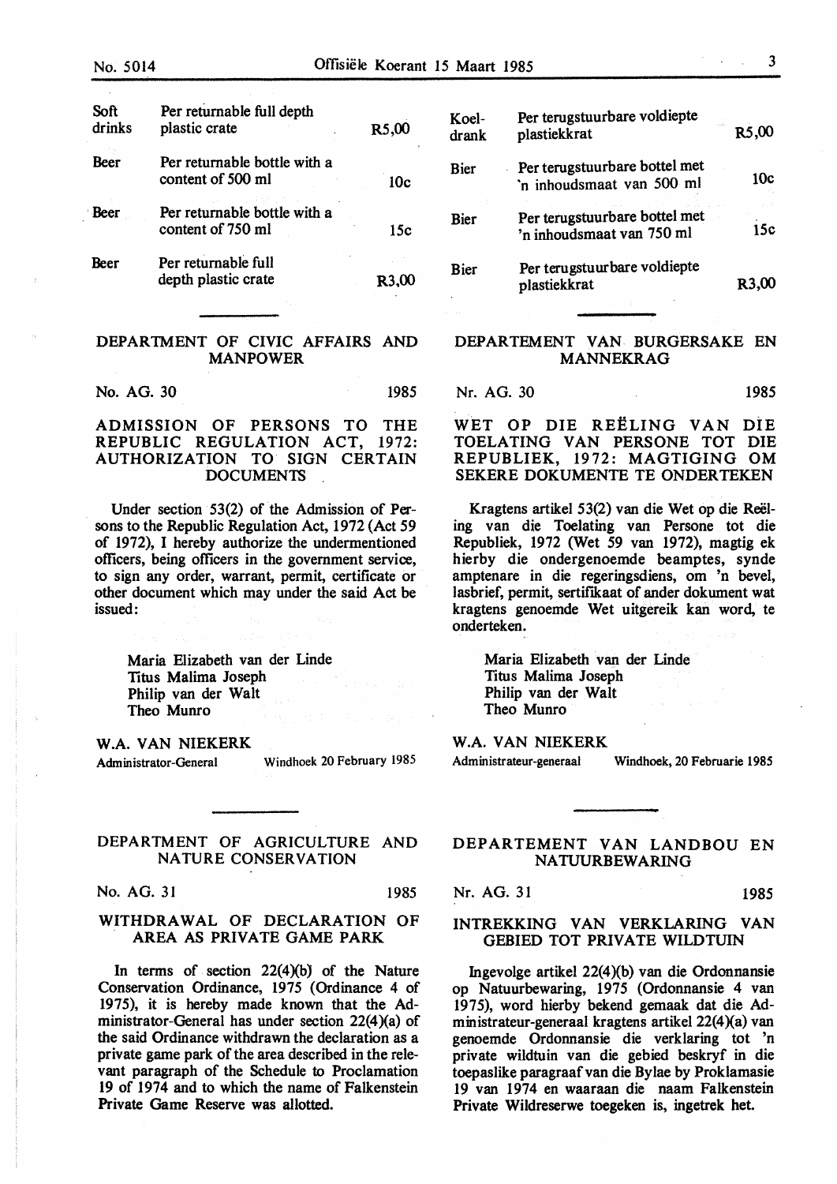| | | |
|---|---|---|
| Soft drinks | Per returnable full depth plastic crate | R5,00 |
| Beer | Per returnable bottle with a content of 500 ml | 10c |
| Beer | Per returnable bottle with a content of 750 ml | 15c |
| Beer | Per returnable full depth plastic crate | R3,00 |

| | | |
|---|---|---|
| Koeldrank | Per terugstuurbare voldiepte plastiekkrat | R5,00 |
| Bier | Per terugstuurbare bottel met 'n inhoudsmaat van 500 ml | 10c |
| Bier | Per terugstuurbare bottel met 'n inhoudsmaat van 750 ml | 15c |
| Bier | Per terugstuurbare voldiepte plastiekkrat | R3,00 |

## DEPARTMENT OF CIVIC AFFAIRS AND MANPOWER

No. AG. 30 1985

### ADMISSION OF PERSONS TO THE REPUBLIC REGULATION ACT, 1972: AUTHORIZATION TO SIGN CERTAIN DOCUMENTS

Under section 53(2) of the Admission of Persons to the Republic Regulation Act, 1972 (Act 59 of 1972), I hereby authorize the undermentioned officers, being officers in the government service, to sign any order, warrant, permit, certificate or other document which may under the said Act be issued:

Maria Elizabeth van der Linde
Titus Malima Joseph
Philip van der Walt
Theo Munro

W.A. VAN NIEKERK
Administrator-General Windhoek 20 February 1985

## DEPARTEMENT VAN BURGERSAKE EN MANNEKRAG

Nr. AG. 30 1985

### WET OP DIE REËLING VAN DIE TOELATING VAN PERSONE TOT DIE REPUBLIEK, 1972: MAGTIGING OM SEKERE DOKUMENTE TE ONDERTEKEN

Kragtens artikel 53(2) van die Wet op die Reëling van die Toelating van Persone tot die Republiek, 1972 (Wet 59 van 1972), magtig ek hierby die ondergenoemde beamptes, synde amptenare in die regeringsdiens, om 'n bevel, lasbrief, permit, sertifikaat of ander dokument wat kragtens genoemde Wet uitgereik kan word, te onderteken.

Maria Elizabeth van der Linde
Titus Malima Joseph
Philip van der Walt
Theo Munro

W.A. VAN NIEKERK
Administrateur-generaal Windhoek, 20 Februarie 1985

## DEPARTMENT OF AGRICULTURE AND NATURE CONSERVATION

No. AG. 31 1985

### WITHDRAWAL OF DECLARATION OF AREA AS PRIVATE GAME PARK

In terms of section 22(4)(b) of the Nature Conservation Ordinance, 1975 (Ordinance 4 of 1975), it is hereby made known that the Administrator-General has under section 22(4)(a) of the said Ordinance withdrawn the declaration as a private game park of the area described in the relevant paragraph of the Schedule to Proclamation 19 of 1974 and to which the name of Falkenstein Private Game Reserve was allotted.

## DEPARTEMENT VAN LANDBOU EN NATUURBEWARING

Nr. AG. 31 1985

### INTREKKING VAN VERKLARING VAN GEBIED TOT PRIVATE WILDTUIN

Ingevolge artikel 22(4)(b) van die Ordonnansie op Natuurbewaring, 1975 (Ordonnansie 4 van 1975), word hierby bekend gemaak dat die Administrateur-generaal kragtens artikel 22(4)(a) van genoemde Ordonnansie die verklaring tot 'n private wildtuin van die gebied beskryf in die toepaslike paragraaf van die Bylae by Proklamasie 19 van 1974 en waaraan die naam Falkenstein Private Wildreserwe toegeken is, ingetrek het.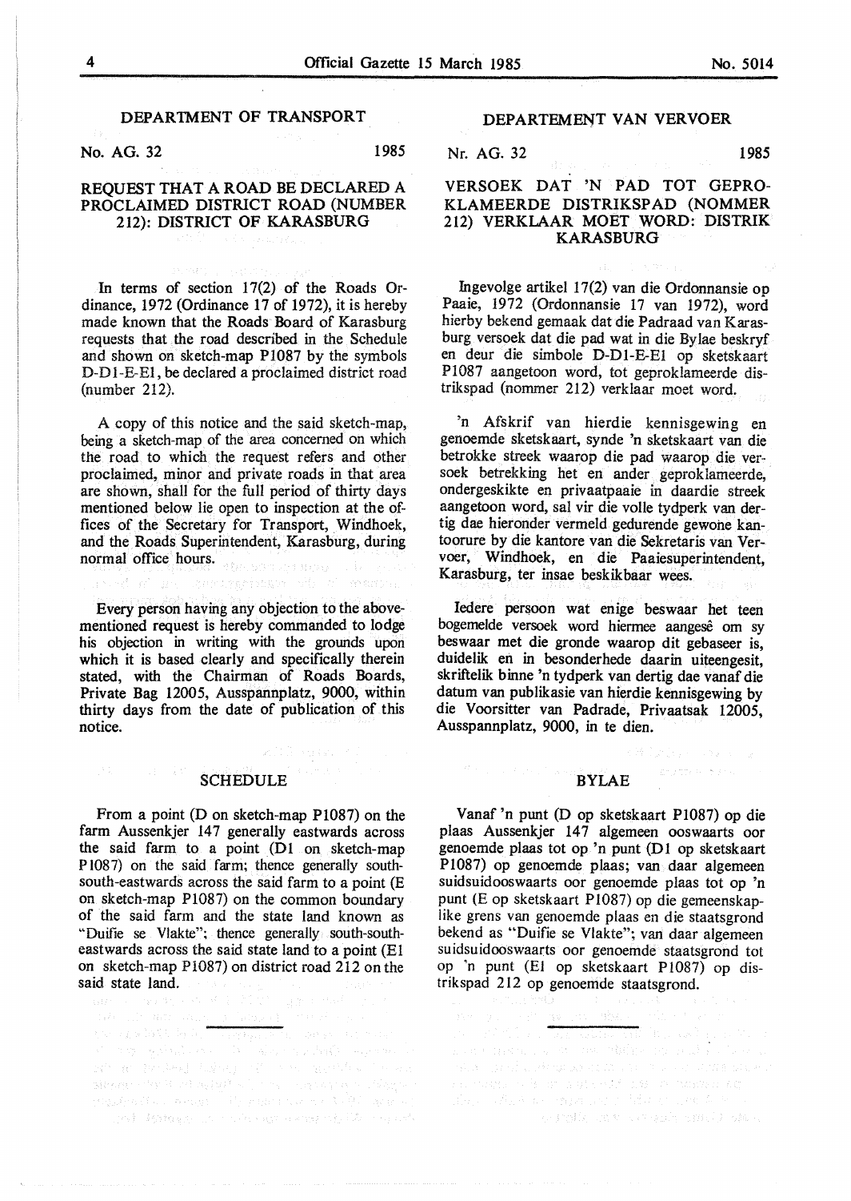## DEPARTMENT OF TRANSPORT

No. AG. 32 1985

### REQUEST THAT A ROAD BE DECLARED A PROCLAIMED DISTRICT ROAD (NUMBER 212): DISTRICT OF KARASBURG

In terms of section 17(2) of the Roads Ordinance, 1972 (Ordinance 17 of 1972), it is hereby made known that the Roads Board of Karasburg requests that the road described in the Schedule and shown on sketch-map P1087 by the symbols D-D1-E-E1, be declared a proclaimed district road (number 212).

A copy of this notice and the said sketch-map, being a sketch-map of the area concerned on which the road to which the request refers and other proclaimed, minor and private roads in that area are shown, shall for the full period of thirty days mentioned below lie open to inspection at the offices of the Secretary for Transport, Windhoek, and the Roads Superintendent, Karasburg, during normal office hours.

Every person having any objection to the abovementioned request is hereby commanded to lodge his objection in writing with the grounds upon which it is based clearly and specifically therein stated, with the Chairman of Roads Boards, Private Bag 12005, Ausspannplatz, 9000, within thirty days from the date of publication of this notice.

#### SCHEDULE

From a point (D on sketch-map P1087) on the farm Aussenkjer 147 generally eastwards across the said farm to a point (D1 on sketch-map P1087) on the said farm; thence generally south-south-eastwards across the said farm to a point (E on sketch-map P1087) on the common boundary of the said farm and the state land known as "Duifie se Vlakte"; thence generally south-south-eastwards across the said state land to a point (E1 on sketch-map P1087) on district road 212 on the said state land.

---

## DEPARTEMENT VAN VERVOER

Nr. AG. 32 1985

### VERSOEK DAT 'N PAD TOT GEPROKLAMEERDE DISTRIKSPAD (NOMMER 212) VERKLAAR MOET WORD: DISTRIK KARASBURG

Ingevolge artikel 17(2) van die Ordonnansie op Paaie, 1972 (Ordonnansie 17 van 1972), word hierby bekend gemaak dat die Padraad van Karasburg versoek dat die pad wat in die Bylae beskryf en deur die simbole D-D1-E-E1 op sketskaart P1087 aangetoon word, tot geproklameerde distrikspad (nommer 212) verklaar moet word.

'n Afskrif van hierdie kennisgewing en genoemde sketskaart, synde 'n sketskaart van die betrokke streek waarop die pad waarop die versoek betrekking het en ander geproklameerde, ondergeskikte en privaatpaaie in daardie streek aangetoon word, sal vir die volle tydperk van dertig dae hieronder vermeld gedurende gewone kantoorure by die kantore van die Sekretaris van Vervoer, Windhoek, en die Paaiesuperintendent, Karasburg, ter insae beskikbaar wees.

Iedere persoon wat enige beswaar het teen bogemelde versoek word hiermee aangesê om sy beswaar met die gronde waarop dit gebaseer is, duidelik en in besonderhede daarin uiteengesit, skriftelik binne 'n tydperk van dertig dae vanaf die datum van publikasie van hierdie kennisgewing by die Voorsitter van Padrade, Privaatsak 12005, Ausspannplatz, 9000, in te dien.

#### BYLAE

Vanaf 'n punt (D op sketskaart P1087) op die plaas Aussenkjer 147 algemeen ooswaarts oor genoemde plaas tot op 'n punt (D1 op sketskaart P1087) op genoemde plaas; van daar algemeen suidsuidooswaarts oor genoemde plaas tot op 'n punt (E op sketskaart P1087) op die gemeenskaplike grens van genoemde plaas en die staatsgrond bekend as "Duifie se Vlakte"; van daar algemeen suidsuidooswaarts oor genoemde staatsgrond tot op 'n punt (E1 op sketskaart P1087) op distrikspad 212 op genoemde staatsgrond.

---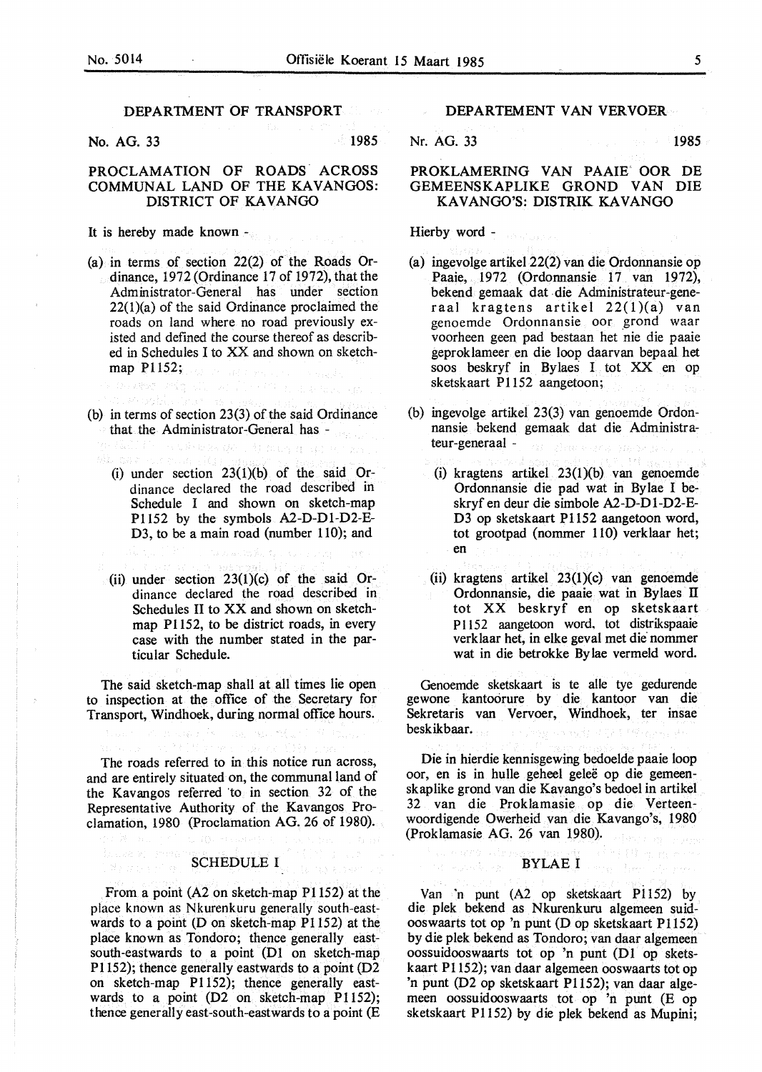DEPARTMENT OF TRANSPORT

No. AG. 33 1985

## PROCLAMATION OF ROADS ACROSS COMMUNAL LAND OF THE KAVANGOS: DISTRICT OF KAVANGO

It is hereby made known -

(a) in terms of section 22(2) of the Roads Ordinance, 1972 (Ordinance 17 of 1972), that the Administrator-General has under section 22(1)(a) of the said Ordinance proclaimed the roads on land where no road previously existed and defined the course thereof as described in Schedules I to XX and shown on sketch-map P1152;

(b) in terms of section 23(3) of the said Ordinance that the Administrator-General has -

(i) under section 23(1)(b) of the said Ordinance declared the road described in Schedule I and shown on sketch-map P1152 by the symbols A2-D-D1-D2-E-D3, to be a main road (number 110); and

(ii) under section 23(1)(c) of the said Ordinance declared the road described in Schedules II to XX and shown on sketch-map P1152, to be district roads, in every case with the number stated in the particular Schedule.

The said sketch-map shall at all times lie open to inspection at the office of the Secretary for Transport, Windhoek, during normal office hours.

The roads referred to in this notice run across, and are entirely situated on, the communal land of the Kavangos referred to in section 32 of the Representative Authority of the Kavangos Proclamation, 1980 (Proclamation AG. 26 of 1980).

### SCHEDULE I

From a point (A2 on sketch-map P1152) at the place known as Nkurenkuru generally south-eastwards to a point (D on sketch-map P1152) at the place known as Tondoro; thence generally east-south-eastwards to a point (D1 on sketch-map P1152); thence generally eastwards to a point (D2 on sketch-map P1152); thence generally eastwards to a point (D2 on sketch-map P1152); thence generally east-south-eastwards to a point (E

DEPARTEMENT VAN VERVOER

Nr. AG. 33 1985

## PROKLAMERING VAN PAAIE OOR DE GEMEENSKAPLIKE GROND VAN DIE KAVANGO'S: DISTRIK KAVANGO

Hierby word -

(a) ingevolge artikel 22(2) van die Ordonnansie op Paaie, 1972 (Ordonnansie 17 van 1972), bekend gemaak dat die Administrateur-generaal kragtens artikel 22(1)(a) van genoemde Ordonnansie oor grond waar voorheen geen pad bestaan het nie die paaie geproklameer en die loop daarvan bepaal het soos beskryf in Bylaes I tot XX en op sketskaart P1152 aangetoon;

(b) ingevolge artikel 23(3) van genoemde Ordonnansie bekend gemaak dat die Administrateur-generaal -

(i) kragtens artikel 23(1)(b) van genoemde Ordonnansie die pad wat in Bylae I beskryf en deur die simbole A2-D-D1-D2-E-D3 op sketskaart P1152 aangetoon word, tot grootpad (nommer 110) verklaar het; en

(ii) kragtens artikel 23(1)(c) van genoemde Ordonnansie, die paaie wat in Bylaes II tot XX beskryf en op sketskaart P1152 aangetoon word, tot distrikspaaie verklaar het, in elke geval met die nommer wat in die betrokke Bylae vermeld word.

Genoemde sketskaart is te alle tye gedurende gewone kantoorure by die kantoor van die Sekretaris van Vervoer, Windhoek, ter insae beskikbaar.

Die in hierdie kennisgewing bedoelde paaie loop oor, en is in hulle geheel geleë op die gemeenskaplike grond van die Kavango's bedoel in artikel 32 van die Proklamasie op die Verteenwoordigende Owerheid van die Kavango's, 1980 (Proklamasie AG. 26 van 1980).

### BYLAE I

Van 'n punt (A2 op sketskaart P1152) by die plek bekend as Nkurenkuru algemeen suidooswaarts tot op 'n punt (D op sketskaart P1152) by die plek bekend as Tondoro; van daar algemeen oossuidooswaarts tot op 'n punt (D1 op sketskaart P1152); van daar algemeen ooswaarts tot op 'n punt (D2 op sketskaart P1152); van daar algemeen oossuidooswaarts tot op 'n punt (E op sketskaart P1152) by die plek bekend as Mupini;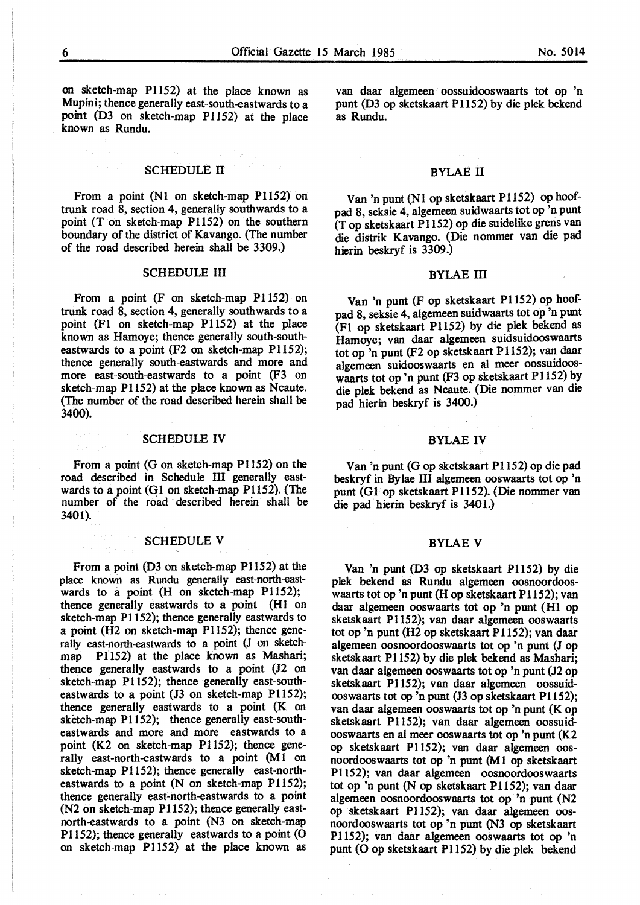on sketch-map P1152) at the place known as Mupini; thence generally east-south-eastwards to a point (D3 on sketch-map P1152) at the place known as Rundu.

## SCHEDULE II

From a point (N1 on sketch-map P1152) on trunk road 8, section 4, generally southwards to a point (T on sketch-map P1152) on the southern boundary of the district of Kavango. (The number of the road described herein shall be 3309.)

## SCHEDULE III

From a point (F on sketch-map P1152) on trunk road 8, section 4, generally southwards to a point (F1 on sketch-map P1152) at the place known as Hamoye; thence generally south-south-eastwards to a point (F2 on sketch-map P1152); thence generally south-eastwards and more and more east-south-eastwards to a point (F3 on sketch-map P1152) at the place known as Ncaute. (The number of the road described herein shall be 3400).

## SCHEDULE IV

From a point (G on sketch-map P1152) on the road described in Schedule III generally eastwards to a point (G1 on sketch-map P1152). (The number of the road described herein shall be 3401).

## SCHEDULE V

From a point (D3 on sketch-map P1152) at the place known as Rundu generally east-north-eastwards to a point (H on sketch-map P1152); thence generally eastwards to a point (H1 on sketch-map P1152); thence generally eastwards to a point (H2 on sketch-map P1152); thence generally east-north-eastwards to a point (J on sketch-map P1152) at the place known as Mashari; thence generally eastwards to a point (J2 on sketch-map P1152); thence generally east-south-eastwards to a point (J3 on sketch-map P1152); thence generally eastwards to a point (K on sketch-map P1152); thence generally east-south-eastwards and more and more eastwards to a point (K2 on sketch-map P1152); thence generally east-north-eastwards to a point (M1 on sketch-map P1152); thence generally east-north-eastwards to a point (N on sketch-map P1152); thence generally east-north-eastwards to a point (N2 on sketch-map P1152); thence generally east-north-eastwards to a point (N3 on sketch-map P1152); thence generally eastwards to a point (O on sketch-map P1152) at the place known as

van daar algemeen oossuidooswaarts tot op 'n punt (D3 op sketskaart P1152) by die plek bekend as Rundu.

## BYLAE II

Van 'n punt (N1 op sketskaart P1152) op hoofpad 8, seksie 4, algemeen suidwaarts tot op 'n punt (T op sketskaart P1152) op die suidelike grens van die distrik Kavango. (Die nommer van die pad hierin beskryf is 3309.)

## BYLAE III

Van 'n punt (F op sketskaart P1152) op hoofpad 8, seksie 4, algemeen suidwaarts tot op 'n punt (F1 op sketskaart P1152) by die plek bekend as Hamoye; van daar algemeen suidsuidooswaarts tot op 'n punt (F2 op sketskaart P1152); van daar algemeen suidooswaarts en al meer oossuidooswaarts tot op 'n punt (F3 op sketskaart P1152) by die plek bekend as Ncaute. (Die nommer van die pad hierin beskryf is 3400.)

## BYLAE IV

Van 'n punt (G op sketskaart P1152) op die pad beskryf in Bylae III algemeen ooswaarts tot op 'n punt (G1 op sketskaart P1152). (Die nommer van die pad hierin beskryf is 3401.)

## BYLAE V

Van 'n punt (D3 op sketskaart P1152) by die plek bekend as Rundu algemeen oosnoordooswaarts tot op 'n punt (H op sketskaart P1152); van daar algemeen ooswaarts tot op 'n punt (H1 op sketskaart P1152); van daar algemeen ooswaarts tot op 'n punt (H2 op sketskaart P1152); van daar algemeen oosnoordooswaarts tot op 'n punt (J op sketskaart P1152) by die plek bekend as Mashari; van daar algemeen ooswaarts tot op 'n punt (J2 op sketskaart P1152); van daar algemeen oossuidooswaarts tot op 'n punt (J3 op sketskaart P1152); van daar algemeen ooswaarts tot op 'n punt (K op sketskaart P1152); van daar algemeen oossuidooswaarts en al meer ooswaarts tot op 'n punt (K2 op sketskaart P1152); van daar algemeen oosnoordooswaarts tot op 'n punt (M1 op sketskaart P1152); van daar algemeen oosnoordooswaarts tot op 'n punt (N op sketskaart P1152); van daar algemeen oosnoordooswaarts tot op 'n punt (N2 op sketskaart P1152); van daar algemeen oosnoordooswaarts tot op 'n punt (N3 op sketskaart P1152); van daar algemeen ooswaarts tot op 'n punt (O op sketskaart P1152) by die plek bekend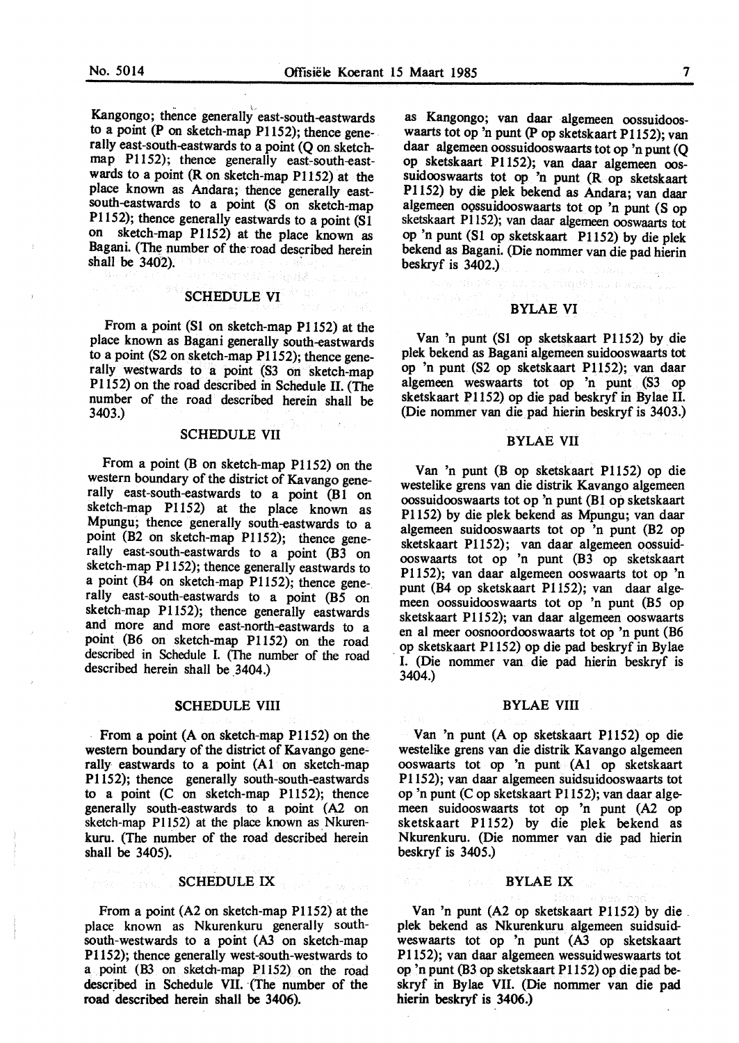Kangongo; thence generally east-south-eastwards to a point (P on sketch-map P1152); thence generally east-south-eastwards to a point (Q on sketch-map P1152); thence generally east-south-eastwards to a point (R on sketch-map P1152) at the place known as Andara; thence generally east-south-eastwards to a point (S on sketch-map P1152); thence generally eastwards to a point (S1 on sketch-map P1152) at the place known as Bagani. (The number of the road described herein shall be 3402).

## SCHEDULE VI

From a point (S1 on sketch-map P1152) at the place known as Bagani generally south-eastwards to a point (S2 on sketch-map P1152); thence generally westwards to a point (S3 on sketch-map P1152) on the road described in Schedule II. (The number of the road described herein shall be 3403.)

## SCHEDULE VII

From a point (B on sketch-map P1152) on the western boundary of the district of Kavango generally east-south-eastwards to a point (B1 on sketch-map P1152) at the place known as Mpungu; thence generally south-eastwards to a point (B2 on sketch-map P1152); thence generally east-south-eastwards to a point (B3 on sketch-map P1152); thence generally eastwards to a point (B4 on sketch-map P1152); thence generally east-south-eastwards to a point (B5 on sketch-map P1152); thence generally eastwards and more and more east-north-eastwards to a point (B6 on sketch-map P1152) on the road described in Schedule I. (The number of the road described herein shall be 3404.)

## SCHEDULE VIII

From a point (A on sketch-map P1152) on the western boundary of the district of Kavango generally eastwards to a point (A1 on sketch-map P1152); thence generally south-south-eastwards to a point (C on sketch-map P1152); thence generally south-eastwards to a point (A2 on sketch-map P1152) at the place known as Nkurenkuru. (The number of the road described herein shall be 3405).

## SCHEDULE IX

From a point (A2 on sketch-map P1152) at the place known as Nkurenkuru generally south-south-westwards to a point (A3 on sketch-map P1152); thence generally west-south-westwards to a point (B3 on sketch-map P1152) on the road described in Schedule VII. (The number of the road described herein shall be 3406).

as Kangongo; van daar algemeen oossuidooswaarts tot op 'n punt (P op sketskaart P1152); van daar algemeen oossuidooswaarts tot op 'n punt (Q op sketskaart P1152); van daar algemeen oossuidooswaarts tot op 'n punt (R op sketskaart P1152) by die plek bekend as Andara; van daar algemeen oossuidooswaarts tot op 'n punt (S op sketskaart P1152); van daar algemeen ooswaarts tot op 'n punt (S1 op sketskaart P1152) by die plek bekend as Bagani. (Die nommer van die pad hierin beskryf is 3402.)

## BYLAE VI

Van 'n punt (S1 op sketskaart P1152) by die plek bekend as Bagani algemeen suidooswaarts tot op 'n punt (S2 op sketskaart P1152); van daar algemeen weswaarts tot op 'n punt (S3 op sketskaart P1152) op die pad beskryf in Bylae II. (Die nommer van die pad hierin beskryf is 3403.)

## BYLAE VII

Van 'n punt (B op sketskaart P1152) op die westelike grens van die distrik Kavango algemeen oossuidooswaarts tot op 'n punt (B1 op sketskaart P1152) by die plek bekend as Mpungu; van daar algemeen suidooswaarts tot op 'n punt (B2 op sketskaart P1152); van daar algemeen oossuidooswaarts tot op 'n punt (B3 op sketskaart P1152); van daar algemeen ooswaarts tot op 'n punt (B4 op sketskaart P1152); van daar algemeen oossuidooswaarts tot op 'n punt (B5 op sketskaart P1152); van daar algemeen ooswaarts en al meer oosnoordooswaarts tot op 'n punt (B6 op sketskaart P1152) op die pad beskryf in Bylae I. (Die nommer van die pad hierin beskryf is 3404.)

## BYLAE VIII

Van 'n punt (A op sketskaart P1152) op die westelike grens van die distrik Kavango algemeen ooswaarts tot op 'n punt (A1 op sketskaart P1152); van daar algemeen suidsuidooswaarts tot op 'n punt (C op sketskaart P1152); van daar algemeen suidooswaarts tot op 'n punt (A2 op sketskaart P1152) by die plek bekend as Nkurenkuru. (Die nommer van die pad hierin beskryf is 3405.)

## BYLAE IX

Van 'n punt (A2 op sketskaart P1152) by die plek bekend as Nkurenkuru algemeen suidsuidweswaarts tot op 'n punt (A3 op sketskaart P1152); van daar algemeen wessuidweswaarts tot op 'n punt (B3 op sketskaart P1152) op die pad beskryf in Bylae VII. (Die nommer van die pad hierin beskryf is 3406.)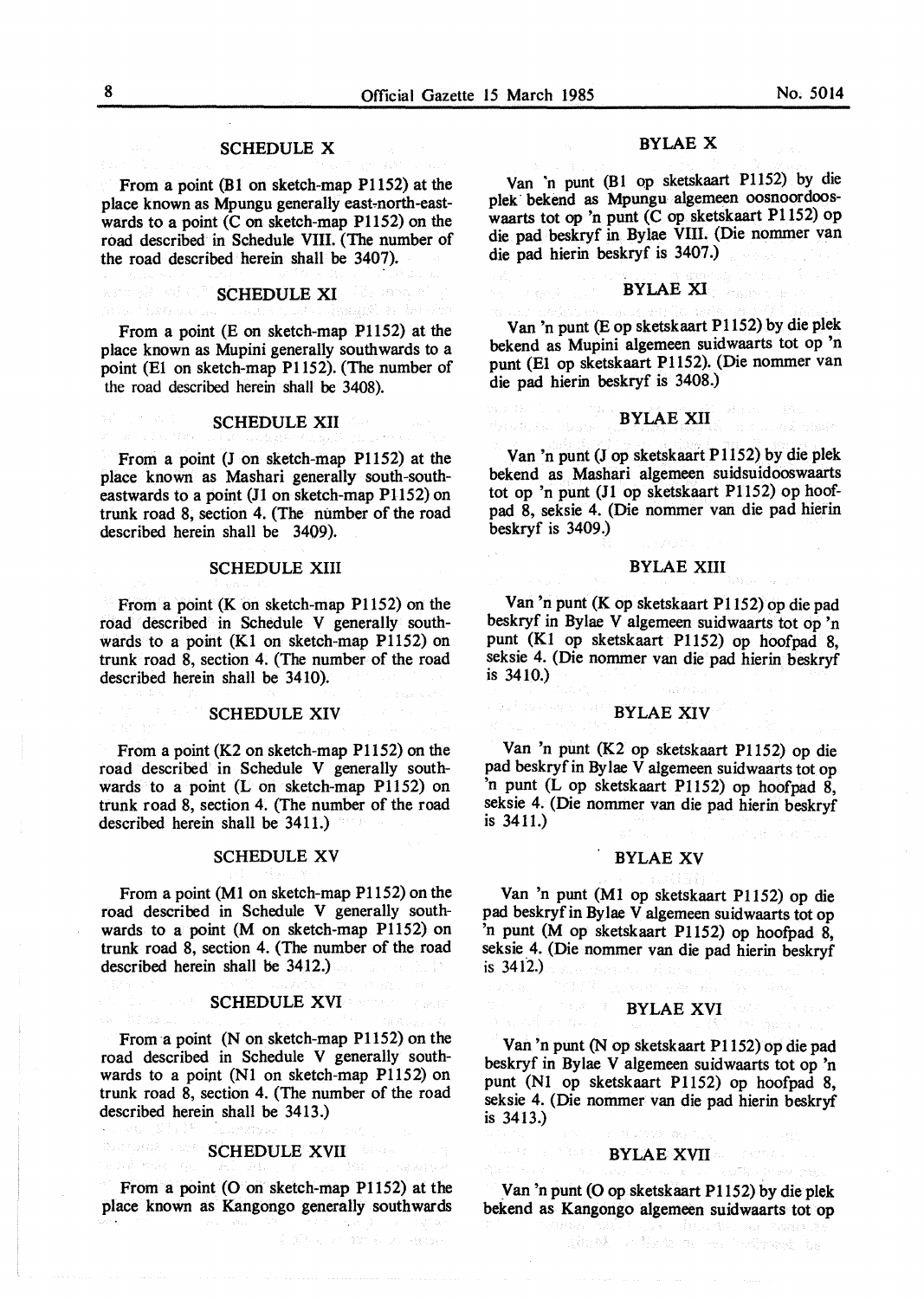## SCHEDULE X

From a point (B1 on sketch-map P1152) at the place known as Mpungu generally east-north-eastwards to a point (C on sketch-map P1152) on the road described in Schedule VIII. (The number of the road described herein shall be 3407).

## SCHEDULE XI

From a point (E on sketch-map P1152) at the place known as Mupini generally southwards to a point (E1 on sketch-map P1152). (The number of the road described herein shall be 3408).

## SCHEDULE XII

From a point (J on sketch-map P1152) at the place known as Mashari generally south-south-eastwards to a point (J1 on sketch-map P1152) on trunk road 8, section 4. (The number of the road described herein shall be 3409).

## SCHEDULE XIII

From a point (K on sketch-map P1152) on the road described in Schedule V generally southwards to a point (K1 on sketch-map P1152) on trunk road 8, section 4. (The number of the road described herein shall be 3410).

## SCHEDULE XIV

From a point (K2 on sketch-map P1152) on the road described in Schedule V generally southwards to a point (L on sketch-map P1152) on trunk road 8, section 4. (The number of the road described herein shall be 3411.)

## SCHEDULE XV

From a point (M1 on sketch-map P1152) on the road described in Schedule V generally southwards to a point (M on sketch-map P1152) on trunk road 8, section 4. (The number of the road described herein shall be 3412.)

## SCHEDULE XVI

From a point (N on sketch-map P1152) on the road described in Schedule V generally southwards to a point (N1 on sketch-map P1152) on trunk road 8, section 4. (The number of the road described herein shall be 3413.)

## SCHEDULE XVII

From a point (O on sketch-map P1152) at the place known as Kangongo generally southwards

## BYLAE X

Van 'n punt (B1 op sketskaart P1152) by die plek bekend as Mpungu algemeen oosnoordooswaarts tot op 'n punt (C op sketskaart P1152) op die pad beskryf in Bylae VIII. (Die nommer van die pad hierin beskryf is 3407.)

## BYLAE XI

Van 'n punt (E op sketskaart P1152) by die plek bekend as Mupini algemeen suidwaarts tot op 'n punt (E1 op sketskaart P1152). (Die nommer van die pad hierin beskryf is 3408.)

## BYLAE XII

Van 'n punt (J op sketskaart P1152) by die plek bekend as Mashari algemeen suidsuidooswaarts tot op 'n punt (J1 op sketskaart P1152) op hoofpad 8, seksie 4. (Die nommer van die pad hierin beskryf is 3409.)

## BYLAE XIII

Van 'n punt (K op sketskaart P1152) op die pad beskryf in Bylae V algemeen suidwaarts tot op 'n punt (K1 op sketskaart P1152) op hoofpad 8, seksie 4. (Die nommer van die pad hierin beskryf is 3410.)

## BYLAE XIV

Van 'n punt (K2 op sketskaart P1152) op die pad beskryf in Bylae V algemeen suidwaarts tot op 'n punt (L op sketskaart P1152) op hoofpad 8, seksie 4. (Die nommer van die pad hierin beskryf is 3411.)

## BYLAE XV

Van 'n punt (M1 op sketskaart P1152) op die pad beskryf in Bylae V algemeen suidwaarts tot op 'n punt (M op sketskaart P1152) op hoofpad 8, seksie 4. (Die nommer van die pad hierin beskryf is 3412.)

## BYLAE XVI

Van 'n punt (N op sketskaart P1152) op die pad beskryf in Bylae V algemeen suidwaarts tot op 'n punt (N1 op sketskaart P1152) op hoofpad 8, seksie 4. (Die nommer van die pad hierin beskryf is 3413.)

## BYLAE XVII

Van 'n punt (O op sketskaart P1152) by die plek bekend as Kangongo algemeen suidwaarts tot op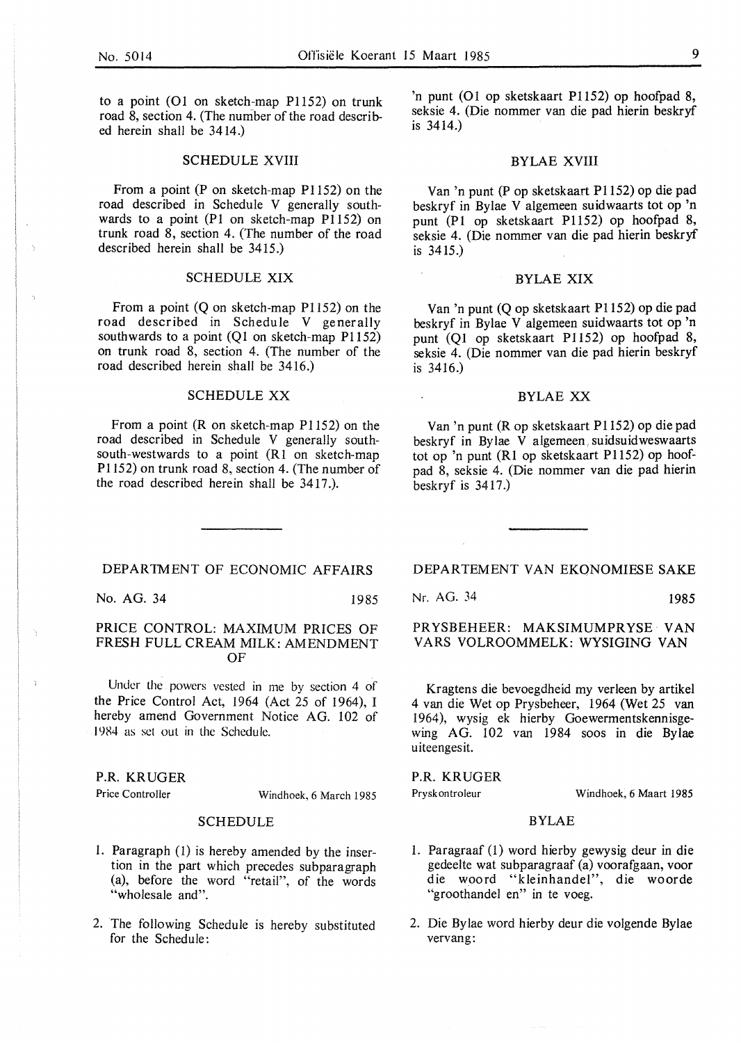to a point (O1 on sketch-map P1152) on trunk road 8, section 4. (The number of the road described herein shall be 3414.)

### SCHEDULE XVIII

From a point (P on sketch-map P1152) on the road described in Schedule V generally southwards to a point (P1 on sketch-map P1152) on trunk road 8, section 4. (The number of the road described herein shall be 3415.)

### SCHEDULE XIX

From a point (Q on sketch-map P1152) on the road described in Schedule V generally southwards to a point (Q1 on sketch-map P1152) on trunk road 8, section 4. (The number of the road described herein shall be 3416.)

### SCHEDULE XX

From a point (R on sketch-map P1152) on the road described in Schedule V generally south-south-westwards to a point (R1 on sketch-map P1152) on trunk road 8, section 4. (The number of the road described herein shall be 3417.).

'n punt (O1 op sketskaart P1152) op hoofpad 8, seksie 4. (Die nommer van die pad hierin beskryf is 3414.)

### BYLAE XVIII

Van 'n punt (P op sketskaart P1152) op die pad beskryf in Bylae V algemeen suidwaarts tot op 'n punt (P1 op sketskaart P1152) op hoofpad 8, seksie 4. (Die nommer van die pad hierin beskryf is 3415.)

### BYLAE XIX

Van 'n punt (Q op sketskaart P1152) op die pad beskryf in Bylae V algemeen suidwaarts tot op 'n punt (Q1 op sketskaart P1152) op hoofpad 8, seksie 4. (Die nommer van die pad hierin beskryf is 3416.)

### BYLAE XX

Van 'n punt (R op sketskaart P1152) op die pad beskryf in Bylae V algemeen suidsuidweswaarts tot op 'n punt (R1 op sketskaart P1152) op hoofpad 8, seksie 4. (Die nommer van die pad hierin beskryf is 3417.)

---

## DEPARTMENT OF ECONOMIC AFFAIRS

No. AG. 34 1985

### PRICE CONTROL: MAXIMUM PRICES OF FRESH FULL CREAM MILK: AMENDMENT OF

Under the powers vested in me by section 4 of the Price Control Act, 1964 (Act 25 of 1964), I hereby amend Government Notice AG. 102 of 1984 as set out in the Schedule.

P.R. KRUGER
Price Controller — Windhoek, 6 March 1985

### SCHEDULE

1. Paragraph (1) is hereby amended by the insertion in the part which precedes subparagraph (a), before the word "retail", of the words "wholesale and".
2. The following Schedule is hereby substituted for the Schedule:

## DEPARTEMENT VAN EKONOMIESE SAKE

Nr. AG. 34 1985

### PRYSBEHEER: MAKSIMUMPRYSE VAN VARS VOLROOMMELK: WYSIGING VAN

Kragtens die bevoegdheid my verleen by artikel 4 van die Wet op Prysbeheer, 1964 (Wet 25 van 1964), wysig ek hierby Goewermentskennisgewing AG. 102 van 1984 soos in die Bylae uiteengesit.

P.R. KRUGER
Pryskontroleur — Windhoek, 6 Maart 1985

### BYLAE

1. Paragraaf (1) word hierby gewysig deur in die gedeelte wat subparagraaf (a) voorafgaan, voor die woord "kleinhandel", die woorde "groothandel en" in te voeg.
2. Die Bylae word hierby deur die volgende Bylae vervang: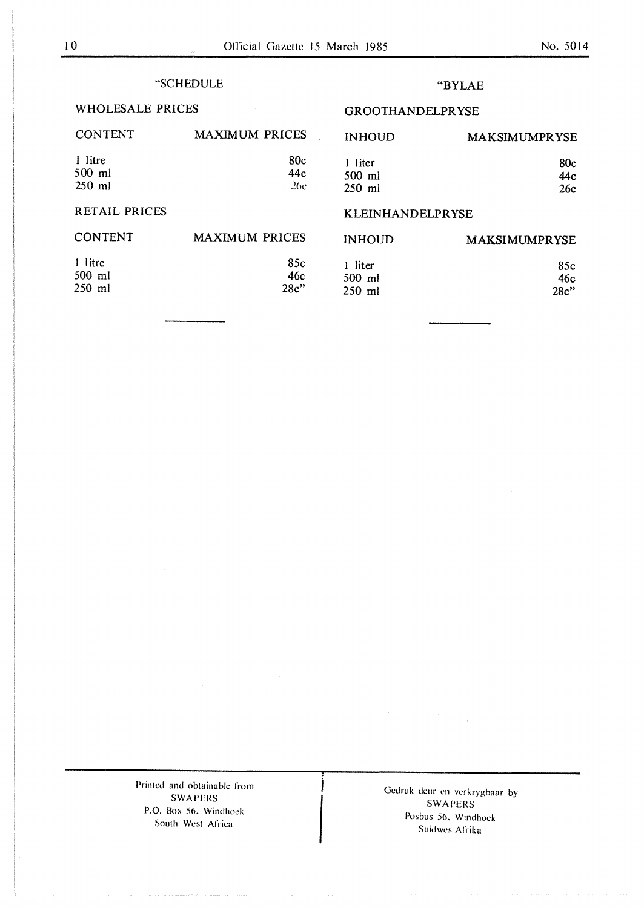"SCHEDULE

WHOLESALE PRICES

| CONTENT | MAXIMUM PRICES |
|---|---|
| 1 litre | 80c |
| 500 ml | 44c |
| 250 ml | 26c |

RETAIL PRICES

| CONTENT | MAXIMUM PRICES |
|---|---|
| 1 litre | 85c |
| 500 ml | 46c |
| 250 ml | 28c" |

"BYLAE

GROOTHANDELPRYSE

| INHOUD | MAKSIMUMPRYSE |
|---|---|
| 1 liter | 80c |
| 500 ml | 44c |
| 250 ml | 26c |

KLEINHANDELPRYSE

| INHOUD | MAKSIMUMPRYSE |
|---|---|
| 1 liter | 85c |
| 500 ml | 46c |
| 250 ml | 28c" |

---

Printed and obtainable from
SWAPERS
P.O. Box 56, Windhoek
South West Africa

Gedruk deur en verkrygbaar by
SWAPERS
Posbus 56, Windhoek
Suidwes Afrika